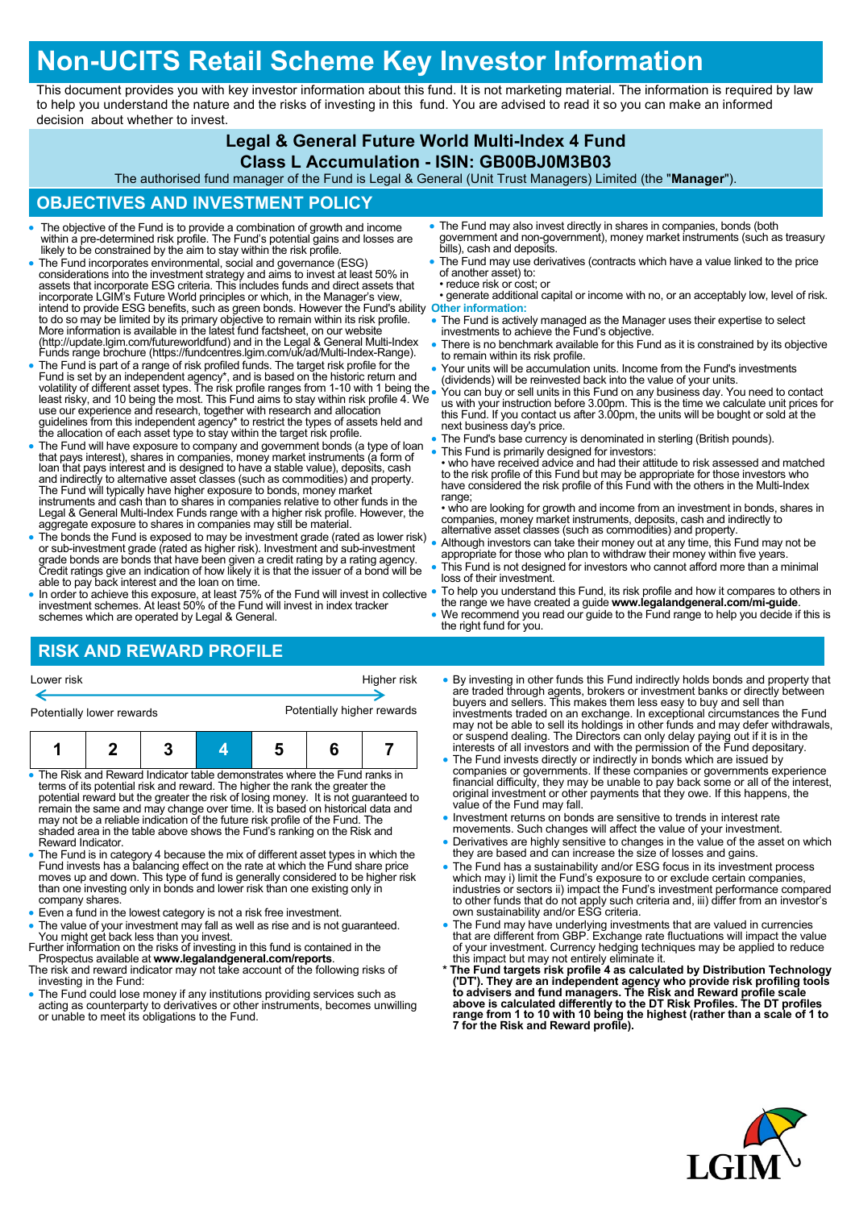# Non-UCITS Retail Scheme Key Investor Information

This document provides you with key investor information about this fund. It is not marketing material. The information is required by law to help you understand the nature and the risks of investing in this fund. You are advised to read it so you can make an informed decision about whether to invest.

## Legal & General Future World Multi-Index 4 Fund

## Class L Accumulation - ISIN: GB00BJ0M3B03

The authorised fund manager of the Fund is Legal & General (Unit Trust Managers) Limited (the "**Manager**").

## OBJECTIVES AND INVESTMENT POLICY

- The objective of the Fund is to provide a combination of growth and income within a pre-determined risk profile. The Fund's potential gains and losses are likely to be constrained by the aim to stay within the risk profile.
- The Fund incorporates environmental, social and governance (ESG) considerations into the investment strategy and aims to invest at least 50% in assets that incorporate ESG criteria. This includes funds and direct assets that incorporate LGIM's Future World principles or which, in the Manager's view, intend to provide ESG benefits, such as green bonds. However the Fund's ability to do so may be limited by its primary objective to remain within its risk profile. More information is available in the latest fund factsheet, on our website (http://update.lgim.com/futureworldfund) and in the Legal & General Multi-Index Funds range brochure (https://fundcentres.lgim.com/uk/ad/Multi-Index-Range).
- The Fund is part of a range of risk profiled funds. The target risk profile for the Fund is set by an independent agency*, and is based on the historic return and volatility of different asset types. The risk profile ranges from 1-10 with 1 being the least risky, and 10 being the most. This Fund aims to stay within risk profile 4. We use our experience and research, together with research and allocation guidelines from this independent agency* to restrict the types of assets held and the allocation of each asset type to stay within the target risk profile.
- The Fund will have exposure to company and government bonds (a type of loan that pays interest), shares in companies, money market instruments (a form of loan that pays interest and is designed to have a stable value), deposits, cash and indirectly to alternative asset classes (such as commodities) and property. The Fund will typically have higher exposure to bonds, money market instruments and cash than to shares in companies relative to other funds in the Legal & General Multi-Index Funds range with a higher risk profile. However, the aggregate exposure to shares in companies may still be material.
- The bonds the Fund is exposed to may be investment grade (rated as lower risk) or sub-investment grade (rated as higher risk). Investment and sub-investment grade bonds are bonds that have been given a credit rating by a rating agency. Credit ratings give an indication of how likely it is that the issuer of a bond will be able to pay back interest and the loan on time.
- In order to achieve this exposure, at least 75% of the Fund will invest in collective investment schemes. At least 50% of the Fund will invest in index tracker schemes which are operated by Legal & General.
- The Fund may also invest directly in shares in companies, bonds (both government and non-government), money market instruments (such as treasury bills), cash and deposits.
- The Fund may use derivatives (contracts which have a value linked to the price of another asset) to:
  - reduce risk or cost; or
  - generate additional capital or income with no, or an acceptably low, level of risk.

**Other information:**

- The Fund is actively managed as the Manager uses their expertise to select investments to achieve the Fund's objective.
- There is no benchmark available for this Fund as it is constrained by its objective to remain within its risk profile.
- Your units will be accumulation units. Income from the Fund's investments (dividends) will be reinvested back into the value of your units.
- You can buy or sell units in this Fund on any business day. You need to contact us with your instruction before 3.00pm. This is the time we calculate unit prices for this Fund. If you contact us after 3.00pm, the units will be bought or sold at the next business day's price.
- The Fund's base currency is denominated in sterling (British pounds).
- This Fund is primarily designed for investors:
  - who have received advice and had their attitude to risk assessed and matched to the risk profile of this Fund but may be appropriate for those investors who have considered the risk profile of this Fund with the others in the Multi-Index range;
  - who are looking for growth and income from an investment in bonds, shares in companies, money market instruments, deposits, cash and indirectly to alternative asset classes (such as commodities) and property.
- Although investors can take their money out at any time, this Fund may not be appropriate for those who plan to withdraw their money within five years.
- This Fund is not designed for investors who cannot afford more than a minimal loss of their investment.
- To help you understand this Fund, its risk profile and how it compares to others in the range we have created a guide **www.legalandgeneral.com/mi-guide**.
- We recommend you read our guide to the Fund range to help you decide if this is the right fund for you.

## RISK AND REWARD PROFILE

| Lower risk | | | | | | Higher risk |
|---|---|---|---|---|---|---|
| Potentially lower rewards | | | | | | Potentially higher rewards |
| 1 | 2 | 3 | **4** | 5 | 6 | 7 |

- The Risk and Reward Indicator table demonstrates where the Fund ranks in terms of its potential risk and reward. The higher the rank the greater the potential reward but the greater the risk of losing money. It is not guaranteed to remain the same and may change over time. It is based on historical data and may not be a reliable indication of the future risk profile of the Fund. The shaded area in the table above shows the Fund's ranking on the Risk and Reward Indicator.
- The Fund is in category 4 because the mix of different asset types in which the Fund invests has a balancing effect on the rate at which the Fund share price moves up and down. This type of fund is generally considered to be higher risk than one investing only in bonds and lower risk than one existing only in company shares.
- Even a fund in the lowest category is not a risk free investment.
- The value of your investment may fall as well as rise and is not guaranteed. You might get back less than you invest.

Further information on the risks of investing in this fund is contained in the Prospectus available at **www.legalandgeneral.com/reports**.

The risk and reward indicator may not take account of the following risks of investing in the Fund:

- The Fund could lose money if any institutions providing services such as acting as counterparty to derivatives or other instruments, becomes unwilling or unable to meet its obligations to the Fund.
- By investing in other funds this Fund indirectly holds bonds and property that are traded through agents, brokers or investment banks or directly between buyers and sellers. This makes them less easy to buy and sell than investments traded on an exchange. In exceptional circumstances the Fund may not be able to sell its holdings in other funds and may defer withdrawals, or suspend dealing. The Directors can only delay paying out if it is in the interests of all investors and with the permission of the Fund depositary.
- The Fund invests directly or indirectly in bonds which are issued by companies or governments. If these companies or governments experience financial difficulty, they may be unable to pay back some or all of the interest, original investment or other payments that they owe. If this happens, the value of the Fund may fall.
- Investment returns on bonds are sensitive to trends in interest rate movements. Such changes will affect the value of your investment.
- Derivatives are highly sensitive to changes in the value of the asset on which they are based and can increase the size of losses and gains.
- The Fund has a sustainability and/or ESG focus in its investment process which may i) limit the Fund's exposure to or exclude certain companies, industries or sectors ii) impact the Fund's investment performance compared to other funds that do not apply such criteria and, iii) differ from an investor's own sustainability and/or ESG criteria.
- The Fund may have underlying investments that are valued in currencies that are different from GBP. Exchange rate fluctuations will impact the value of your investment. Currency hedging techniques may be applied to reduce this impact but may not entirely eliminate it.

**\* The Fund targets risk profile 4 as calculated by Distribution Technology ('DT'). They are an independent agency who provide risk profiling tools to advisers and fund managers. The Risk and Reward profile scale above is calculated differently to the DT Risk Profiles. The DT profiles range from 1 to 10 with 10 being the highest (rather than a scale of 1 to 7 for the Risk and Reward profile).**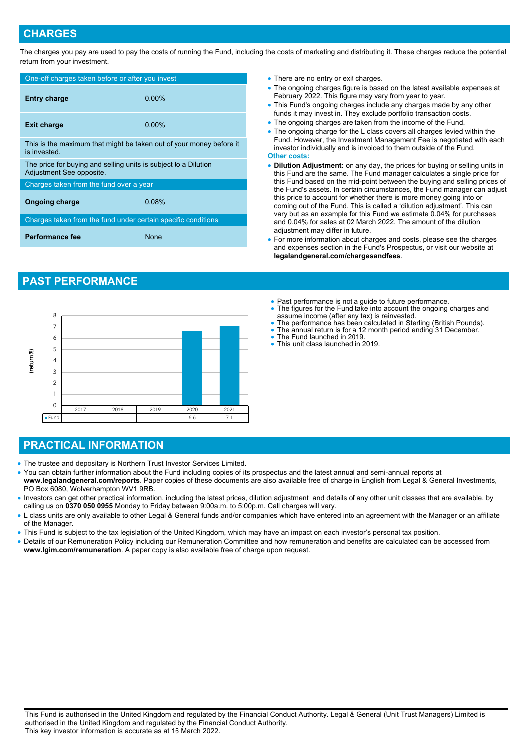## CHARGES

The charges you pay are used to pay the costs of running the Fund, including the costs of marketing and distributing it. These charges reduce the potential return from your investment.

| One-off charges taken before or after you invest | |
|---|---|
| **Entry charge** | 0.00% |
| **Exit charge** | 0.00% |
| This is the maximum that might be taken out of your money before it is invested. | |
| The price for buying and selling units is subject to a Dilution Adjustment See opposite. | |
| **Charges taken from the fund over a year** | |
| **Ongoing charge** | 0.08% |
| **Charges taken from the fund under certain specific conditions** | |
| **Performance fee** | None |

- There are no entry or exit charges.
- The ongoing charges figure is based on the latest available expenses at February 2022. This figure may vary from year to year.
- This Fund's ongoing charges include any charges made by any other funds it may invest in. They exclude portfolio transaction costs.
- The ongoing charges are taken from the income of the Fund.
- The ongoing charge for the L class covers all charges levied within the Fund. However, the Investment Management Fee is negotiated with each investor individually and is invoiced to them outside of the Fund.

**Other costs:**

- **Dilution Adjustment:** on any day, the prices for buying or selling units in this Fund are the same. The Fund manager calculates a single price for this Fund based on the mid-point between the buying and selling prices of the Fund's assets. In certain circumstances, the Fund manager can adjust this price to account for whether there is more money going into or coming out of the Fund. This is called a 'dilution adjustment'. This can vary but as an example for this Fund we estimate 0.04% for purchases and 0.04% for sales at 02 March 2022. The amount of the dilution adjustment may differ in future.
- For more information about charges and costs, please see the charges and expenses section in the Fund's Prospectus, or visit our website at **legalandgeneral.com/chargesandfees**.

## PAST PERFORMANCE

(return %)

8
7
6
5
4
3
2
1
0

2017 2018 2019 2020 2021

Fund: 6.6 (2020), 7.1 (2021)

- Past performance is not a guide to future performance.
- The figures for the Fund take into account the ongoing charges and assume income (after any tax) is reinvested.
- The performance has been calculated in Sterling (British Pounds).
- The annual return is for a 12 month period ending 31 December.
- The Fund launched in 2019.
- This unit class launched in 2019.

## PRACTICAL INFORMATION

- The trustee and depositary is Northern Trust Investor Services Limited.
- You can obtain further information about the Fund including copies of its prospectus and the latest annual and semi-annual reports at **www.legalandgeneral.com/reports**. Paper copies of these documents are also available free of charge in English from Legal & General Investments, PO Box 6080, Wolverhampton WV1 9RB.
- Investors can get other practical information, including the latest prices, dilution adjustment and details of any other unit classes that are available, by calling us on **0370 050 0955** Monday to Friday between 9:00a.m. to 5:00p.m. Call charges will vary.
- L class units are only available to other Legal & General funds and/or companies which have entered into an agreement with the Manager or an affiliate of the Manager.
- This Fund is subject to the tax legislation of the United Kingdom, which may have an impact on each investor's personal tax position.
- Details of our Remuneration Policy including our Remuneration Committee and how remuneration and benefits are calculated can be accessed from **www.lgim.com/remuneration**. A paper copy is also available free of charge upon request.

This Fund is authorised in the United Kingdom and regulated by the Financial Conduct Authority. Legal & General (Unit Trust Managers) Limited is authorised in the United Kingdom and regulated by the Financial Conduct Authority.
This key investor information is accurate as at 16 March 2022.